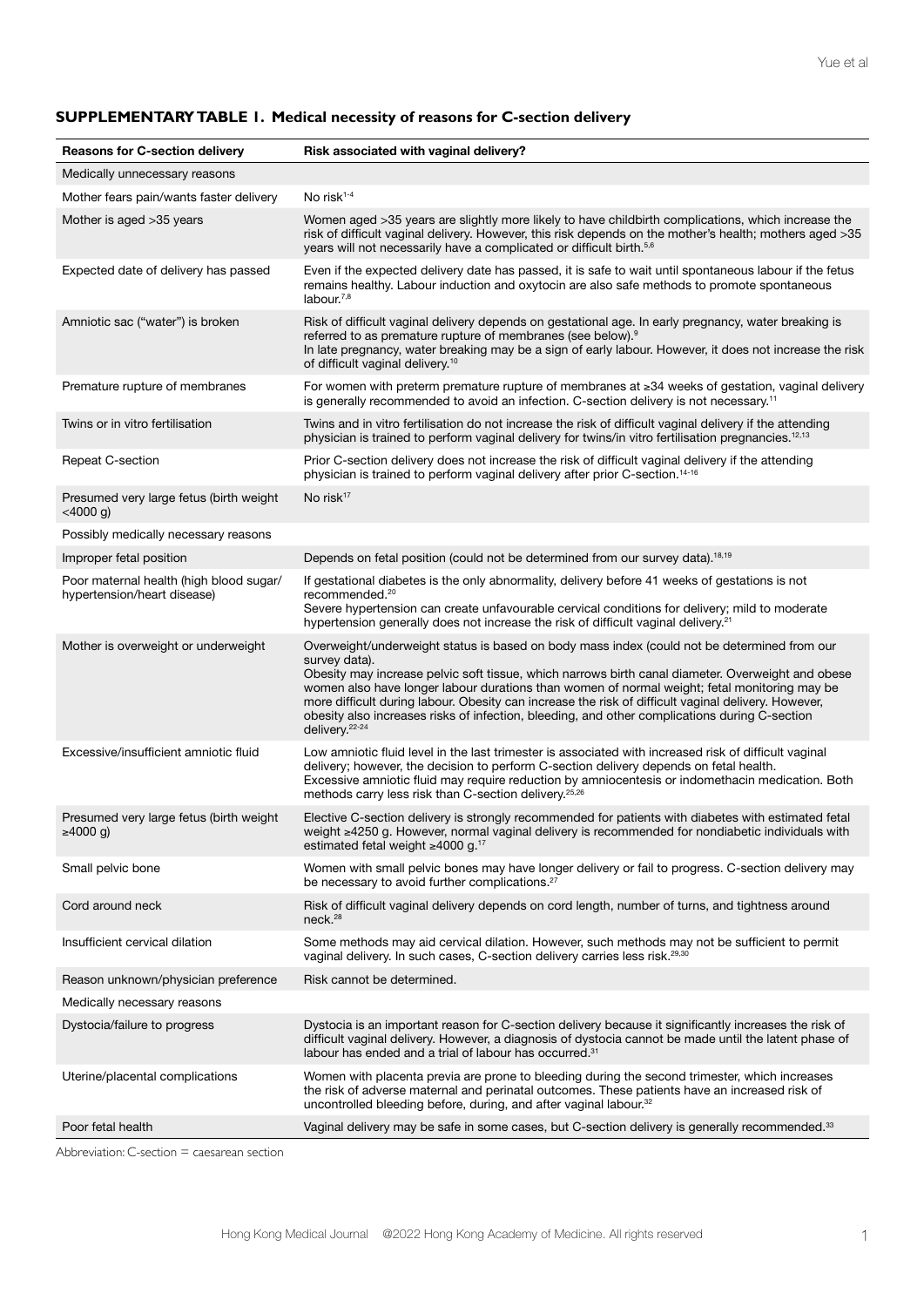## SUPPLEMENTARY TABLE 1. Medical necessity of reasons for C-section delivery

| Reasons for C-section delivery | Risk associated with vaginal delivery? |
|---|---|
| Medically unnecessary reasons | |
| Mother fears pain/wants faster delivery | No risk[1-4] |
| Mother is aged >35 years | Women aged >35 years are slightly more likely to have childbirth complications, which increase the risk of difficult vaginal delivery. However, this risk depends on the mother's health; mothers aged >35 years will not necessarily have a complicated or difficult birth.[5,6] |
| Expected date of delivery has passed | Even if the expected delivery date has passed, it is safe to wait until spontaneous labour if the fetus remains healthy. Labour induction and oxytocin are also safe methods to promote spontaneous labour.[7,8] |
| Amniotic sac ("water") is broken | Risk of difficult vaginal delivery depends on gestational age. In early pregnancy, water breaking is referred to as premature rupture of membranes (see below).[9]<br>In late pregnancy, water breaking may be a sign of early labour. However, it does not increase the risk of difficult vaginal delivery.[10] |
| Premature rupture of membranes | For women with preterm premature rupture of membranes at ≥34 weeks of gestation, vaginal delivery is generally recommended to avoid an infection. C-section delivery is not necessary.[11] |
| Twins or in vitro fertilisation | Twins and in vitro fertilisation do not increase the risk of difficult vaginal delivery if the attending physician is trained to perform vaginal delivery for twins/in vitro fertilisation pregnancies.[12,13] |
| Repeat C-section | Prior C-section delivery does not increase the risk of difficult vaginal delivery if the attending physician is trained to perform vaginal delivery after prior C-section.[14-16] |
| Presumed very large fetus (birth weight <4000 g) | No risk[17] |
| Possibly medically necessary reasons | |
| Improper fetal position | Depends on fetal position (could not be determined from our survey data).[18,19] |
| Poor maternal health (high blood sugar/ hypertension/heart disease) | If gestational diabetes is the only abnormality, delivery before 41 weeks of gestations is not recommended.[20]<br>Severe hypertension can create unfavourable cervical conditions for delivery; mild to moderate hypertension generally does not increase the risk of difficult vaginal delivery.[21] |
| Mother is overweight or underweight | Overweight/underweight status is based on body mass index (could not be determined from our survey data).<br>Obesity may increase pelvic soft tissue, which narrows birth canal diameter. Overweight and obese women also have longer labour durations than women of normal weight; fetal monitoring may be more difficult during labour. Obesity can increase the risk of difficult vaginal delivery. However, obesity also increases risks of infection, bleeding, and other complications during C-section delivery.[22-24] |
| Excessive/insufficient amniotic fluid | Low amniotic fluid level in the last trimester is associated with increased risk of difficult vaginal delivery; however, the decision to perform C-section delivery depends on fetal health.<br>Excessive amniotic fluid may require reduction by amniocentesis or indomethacin medication. Both methods carry less risk than C-section delivery.[25,26] |
| Presumed very large fetus (birth weight ≥4000 g) | Elective C-section delivery is strongly recommended for patients with diabetes with estimated fetal weight ≥4250 g. However, normal vaginal delivery is recommended for nondiabetic individuals with estimated fetal weight ≥4000 g.[17] |
| Small pelvic bone | Women with small pelvic bones may have longer delivery or fail to progress. C-section delivery may be necessary to avoid further complications.[27] |
| Cord around neck | Risk of difficult vaginal delivery depends on cord length, number of turns, and tightness around neck.[28] |
| Insufficient cervical dilation | Some methods may aid cervical dilation. However, such methods may not be sufficient to permit vaginal delivery. In such cases, C-section delivery carries less risk.[29,30] |
| Reason unknown/physician preference | Risk cannot be determined. |
| Medically necessary reasons | |
| Dystocia/failure to progress | Dystocia is an important reason for C-section delivery because it significantly increases the risk of difficult vaginal delivery. However, a diagnosis of dystocia cannot be made until the latent phase of labour has ended and a trial of labour has occurred.[31] |
| Uterine/placental complications | Women with placenta previa are prone to bleeding during the second trimester, which increases the risk of adverse maternal and perinatal outcomes. These patients have an increased risk of uncontrolled bleeding before, during, and after vaginal labour.[32] |
| Poor fetal health | Vaginal delivery may be safe in some cases, but C-section delivery is generally recommended.[33] |

Abbreviation: C-section = caesarean section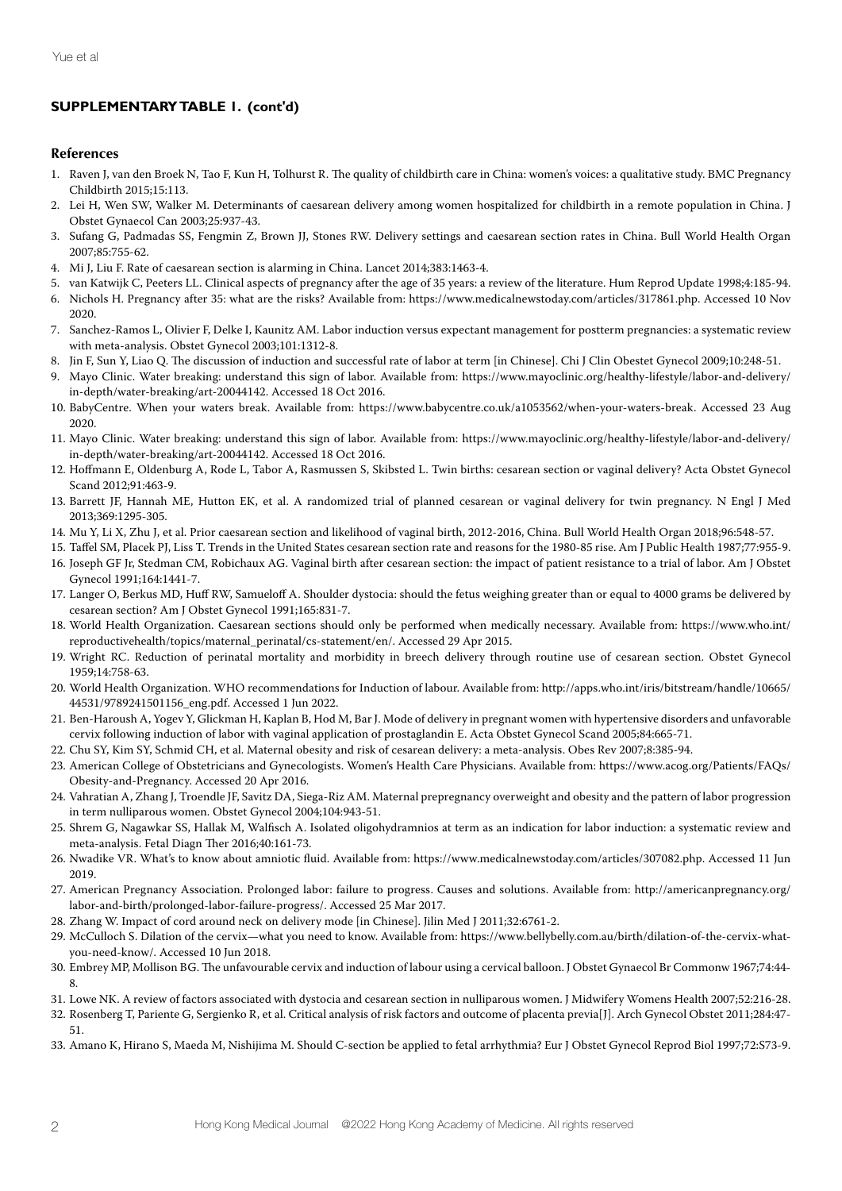## SUPPLEMENTARY TABLE 1. (cont'd)

### References

1. Raven J, van den Broek N, Tao F, Kun H, Tolhurst R. The quality of childbirth care in China: women's voices: a qualitative study. BMC Pregnancy Childbirth 2015;15:113.
2. Lei H, Wen SW, Walker M. Determinants of caesarean delivery among women hospitalized for childbirth in a remote population in China. J Obstet Gynaecol Can 2003;25:937-43.
3. Sufang G, Padmadas SS, Fengmin Z, Brown JJ, Stones RW. Delivery settings and caesarean section rates in China. Bull World Health Organ 2007;85:755-62.
4. Mi J, Liu F. Rate of caesarean section is alarming in China. Lancet 2014;383:1463-4.
5. van Katwijk C, Peeters LL. Clinical aspects of pregnancy after the age of 35 years: a review of the literature. Hum Reprod Update 1998;4:185-94.
6. Nichols H. Pregnancy after 35: what are the risks? Available from: https://www.medicalnewstoday.com/articles/317861.php. Accessed 10 Nov 2020.
7. Sanchez-Ramos L, Olivier F, Delke I, Kaunitz AM. Labor induction versus expectant management for postterm pregnancies: a systematic review with meta-analysis. Obstet Gynecol 2003;101:1312-8.
8. Jin F, Sun Y, Liao Q. The discussion of induction and successful rate of labor at term [in Chinese]. Chi J Clin Obestet Gynecol 2009;10:248-51.
9. Mayo Clinic. Water breaking: understand this sign of labor. Available from: https://www.mayoclinic.org/healthy-lifestyle/labor-and-delivery/in-depth/water-breaking/art-20044142. Accessed 18 Oct 2016.
10. BabyCentre. When your waters break. Available from: https://www.babycentre.co.uk/a1053562/when-your-waters-break. Accessed 23 Aug 2020.
11. Mayo Clinic. Water breaking: understand this sign of labor. Available from: https://www.mayoclinic.org/healthy-lifestyle/labor-and-delivery/in-depth/water-breaking/art-20044142. Accessed 18 Oct 2016.
12. Hoffmann E, Oldenburg A, Rode L, Tabor A, Rasmussen S, Skibsted L. Twin births: cesarean section or vaginal delivery? Acta Obstet Gynecol Scand 2012;91:463-9.
13. Barrett JF, Hannah ME, Hutton EK, et al. A randomized trial of planned cesarean or vaginal delivery for twin pregnancy. N Engl J Med 2013;369:1295-305.
14. Mu Y, Li X, Zhu J, et al. Prior caesarean section and likelihood of vaginal birth, 2012-2016, China. Bull World Health Organ 2018;96:548-57.
15. Taffel SM, Placek PJ, Liss T. Trends in the United States cesarean section rate and reasons for the 1980-85 rise. Am J Public Health 1987;77:955-9.
16. Joseph GF Jr, Stedman CM, Robichaux AG. Vaginal birth after cesarean section: the impact of patient resistance to a trial of labor. Am J Obstet Gynecol 1991;164:1441-7.
17. Langer O, Berkus MD, Huff RW, Samueloff A. Shoulder dystocia: should the fetus weighing greater than or equal to 4000 grams be delivered by cesarean section? Am J Obstet Gynecol 1991;165:831-7.
18. World Health Organization. Caesarean sections should only be performed when medically necessary. Available from: https://www.who.int/reproductivehealth/topics/maternal_perinatal/cs-statement/en/. Accessed 29 Apr 2015.
19. Wright RC. Reduction of perinatal mortality and morbidity in breech delivery through routine use of cesarean section. Obstet Gynecol 1959;14:758-63.
20. World Health Organization. WHO recommendations for Induction of labour. Available from: http://apps.who.int/iris/bitstream/handle/10665/44531/9789241501156_eng.pdf. Accessed 1 Jun 2022.
21. Ben-Haroush A, Yogev Y, Glickman H, Kaplan B, Hod M, Bar J. Mode of delivery in pregnant women with hypertensive disorders and unfavorable cervix following induction of labor with vaginal application of prostaglandin E. Acta Obstet Gynecol Scand 2005;84:665-71.
22. Chu SY, Kim SY, Schmid CH, et al. Maternal obesity and risk of cesarean delivery: a meta-analysis. Obes Rev 2007;8:385-94.
23. American College of Obstetricians and Gynecologists. Women's Health Care Physicians. Available from: https://www.acog.org/Patients/FAQs/Obesity-and-Pregnancy. Accessed 20 Apr 2016.
24. Vahratian A, Zhang J, Troendle JF, Savitz DA, Siega-Riz AM. Maternal prepregnancy overweight and obesity and the pattern of labor progression in term nulliparous women. Obstet Gynecol 2004;104:943-51.
25. Shrem G, Nagawkar SS, Hallak M, Walfisch A. Isolated oligohydramnios at term as an indication for labor induction: a systematic review and meta-analysis. Fetal Diagn Ther 2016;40:161-73.
26. Nwadike VR. What's to know about amniotic fluid. Available from: https://www.medicalnewstoday.com/articles/307082.php. Accessed 11 Jun 2019.
27. American Pregnancy Association. Prolonged labor: failure to progress. Causes and solutions. Available from: http://americanpregnancy.org/labor-and-birth/prolonged-labor-failure-progress/. Accessed 25 Mar 2017.
28. Zhang W. Impact of cord around neck on delivery mode [in Chinese]. Jilin Med J 2011;32:6761-2.
29. McCulloch S. Dilation of the cervix—what you need to know. Available from: https://www.bellybelly.com.au/birth/dilation-of-the-cervix-what-you-need-know/. Accessed 10 Jun 2018.
30. Embrey MP, Mollison BG. The unfavourable cervix and induction of labour using a cervical balloon. J Obstet Gynaecol Br Commonw 1967;74:44-8.
31. Lowe NK. A review of factors associated with dystocia and cesarean section in nulliparous women. J Midwifery Womens Health 2007;52:216-28.
32. Rosenberg T, Pariente G, Sergienko R, et al. Critical analysis of risk factors and outcome of placenta previa[J]. Arch Gynecol Obstet 2011;284:47-51.
33. Amano K, Hirano S, Maeda M, Nishijima M. Should C-section be applied to fetal arrhythmia? Eur J Obstet Gynecol Reprod Biol 1997;72:S73-9.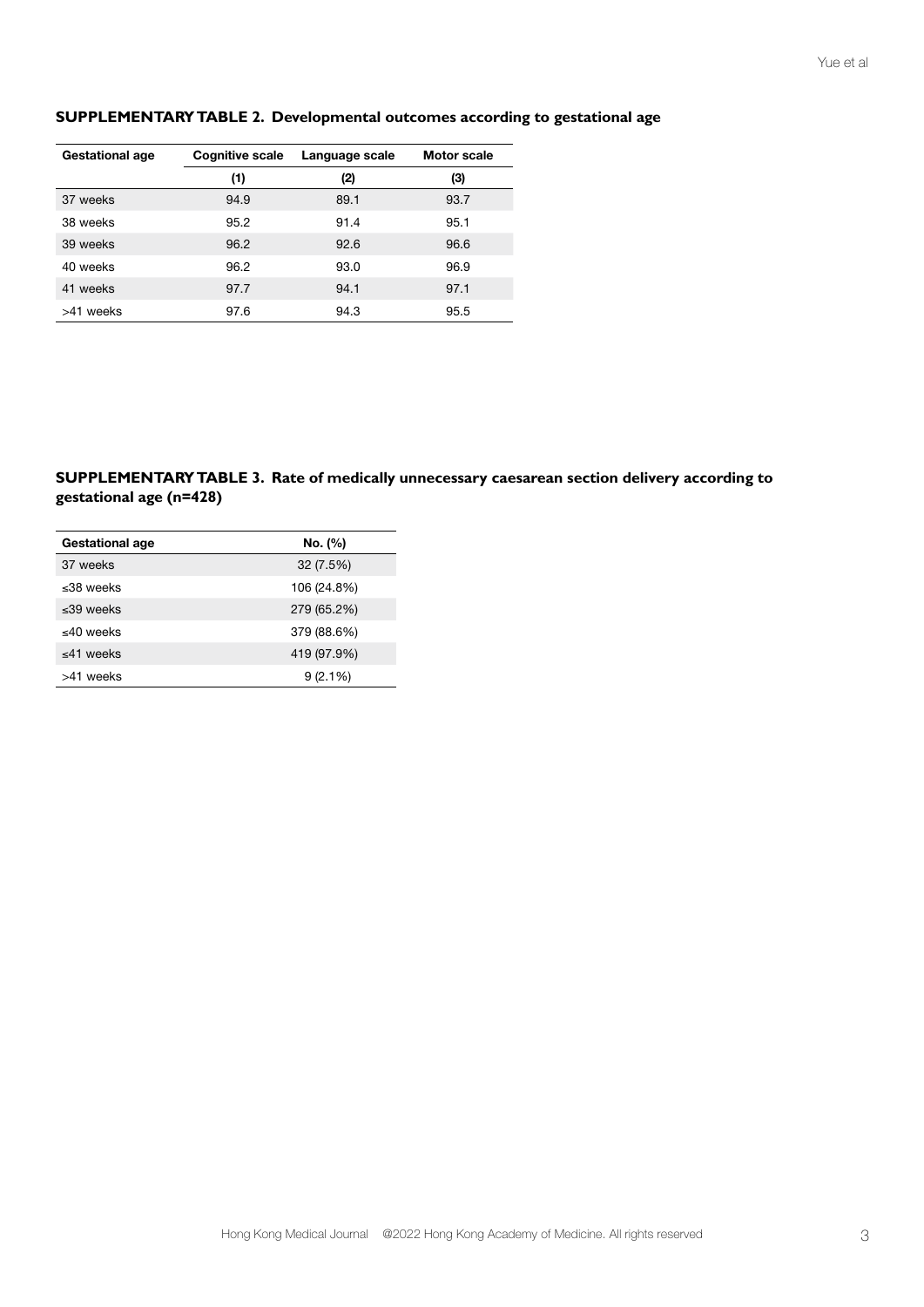**SUPPLEMENTARY TABLE 2. Developmental outcomes according to gestational age**

| Gestational age | Cognitive scale | Language scale | Motor scale |
|---|---|---|---|
| | (1) | (2) | (3) |
| 37 weeks | 94.9 | 89.1 | 93.7 |
| 38 weeks | 95.2 | 91.4 | 95.1 |
| 39 weeks | 96.2 | 92.6 | 96.6 |
| 40 weeks | 96.2 | 93.0 | 96.9 |
| 41 weeks | 97.7 | 94.1 | 97.1 |
| >41 weeks | 97.6 | 94.3 | 95.5 |

**SUPPLEMENTARY TABLE 3. Rate of medically unnecessary caesarean section delivery according to gestational age (n=428)**

| Gestational age | No. (%) |
|---|---|
| 37 weeks | 32 (7.5%) |
| ≤38 weeks | 106 (24.8%) |
| ≤39 weeks | 279 (65.2%) |
| ≤40 weeks | 379 (88.6%) |
| ≤41 weeks | 419 (97.9%) |
| >41 weeks | 9 (2.1%) |